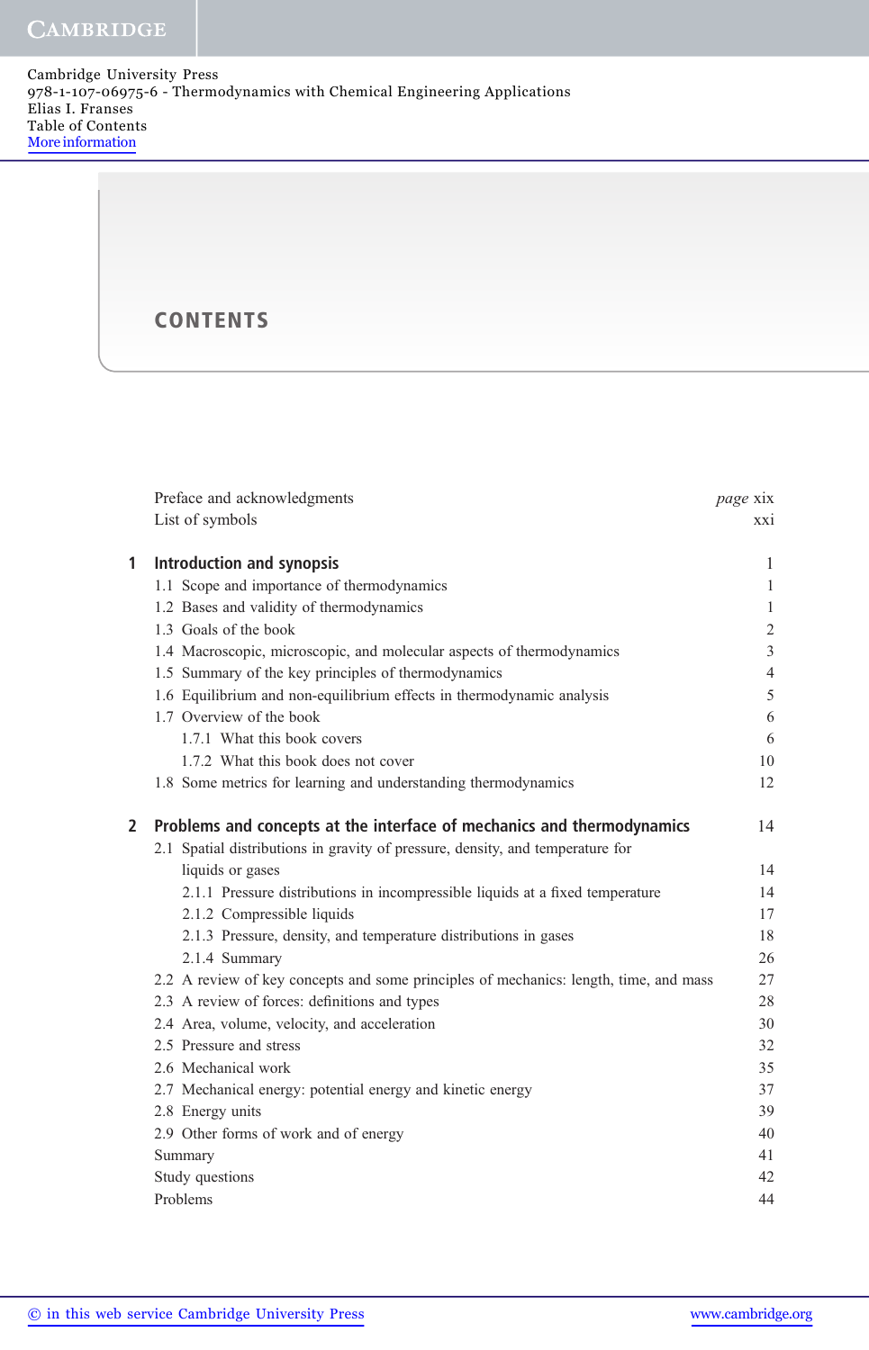Cambridge University Press
978-1-107-06975-6 - Thermodynamics with Chemical Engineering Applications
Elias I. Franses
Table of Contents
More information

# CONTENTS

| | |
|---|---|
| Preface and acknowledgments | *page* xix |
| List of symbols | xxi |
| **1 Introduction and synopsis** | 1 |
| 1.1 Scope and importance of thermodynamics | 1 |
| 1.2 Bases and validity of thermodynamics | 1 |
| 1.3 Goals of the book | 2 |
| 1.4 Macroscopic, microscopic, and molecular aspects of thermodynamics | 3 |
| 1.5 Summary of the key principles of thermodynamics | 4 |
| 1.6 Equilibrium and non-equilibrium effects in thermodynamic analysis | 5 |
| 1.7 Overview of the book | 6 |
| 1.7.1 What this book covers | 6 |
| 1.7.2 What this book does not cover | 10 |
| 1.8 Some metrics for learning and understanding thermodynamics | 12 |
| **2 Problems and concepts at the interface of mechanics and thermodynamics** | 14 |
| 2.1 Spatial distributions in gravity of pressure, density, and temperature for liquids or gases | 14 |
| 2.1.1 Pressure distributions in incompressible liquids at a fixed temperature | 14 |
| 2.1.2 Compressible liquids | 17 |
| 2.1.3 Pressure, density, and temperature distributions in gases | 18 |
| 2.1.4 Summary | 26 |
| 2.2 A review of key concepts and some principles of mechanics: length, time, and mass | 27 |
| 2.3 A review of forces: definitions and types | 28 |
| 2.4 Area, volume, velocity, and acceleration | 30 |
| 2.5 Pressure and stress | 32 |
| 2.6 Mechanical work | 35 |
| 2.7 Mechanical energy: potential energy and kinetic energy | 37 |
| 2.8 Energy units | 39 |
| 2.9 Other forms of work and of energy | 40 |
| Summary | 41 |
| Study questions | 42 |
| Problems | 44 |

© in this web service Cambridge University Press www.cambridge.org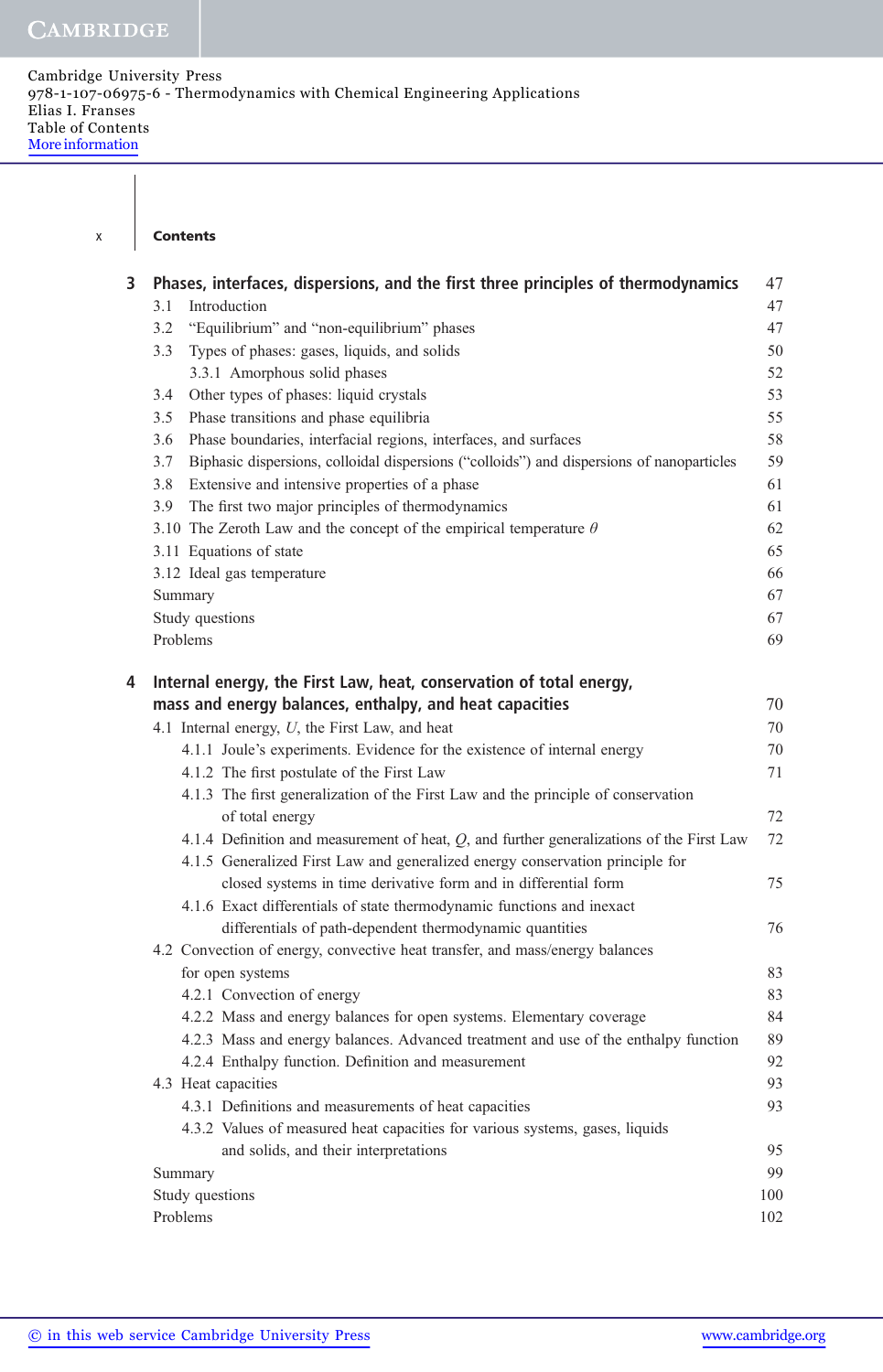## Contents

**3 Phases, interfaces, dispersions, and the first three principles of thermodynamics** 47

- 3.1 Introduction 47
- 3.2 "Equilibrium" and "non-equilibrium" phases 47
- 3.3 Types of phases: gases, liquids, and solids 50
  - 3.3.1 Amorphous solid phases 52
- 3.4 Other types of phases: liquid crystals 53
- 3.5 Phase transitions and phase equilibria 55
- 3.6 Phase boundaries, interfacial regions, interfaces, and surfaces 58
- 3.7 Biphasic dispersions, colloidal dispersions ("colloids") and dispersions of nanoparticles 59
- 3.8 Extensive and intensive properties of a phase 61
- 3.9 The first two major principles of thermodynamics 61
- 3.10 The Zeroth Law and the concept of the empirical temperature $\theta$ 62
- 3.11 Equations of state 65
- 3.12 Ideal gas temperature 66
- Summary 67
- Study questions 67
- Problems 69

**4 Internal energy, the First Law, heat, conservation of total energy, mass and energy balances, enthalpy, and heat capacities** 70

- 4.1 Internal energy, $U$, the First Law, and heat 70
  - 4.1.1 Joule's experiments. Evidence for the existence of internal energy 70
  - 4.1.2 The first postulate of the First Law 71
  - 4.1.3 The first generalization of the First Law and the principle of conservation of total energy 72
  - 4.1.4 Definition and measurement of heat, $Q$, and further generalizations of the First Law 72
  - 4.1.5 Generalized First Law and generalized energy conservation principle for closed systems in time derivative form and in differential form 75
  - 4.1.6 Exact differentials of state thermodynamic functions and inexact differentials of path-dependent thermodynamic quantities 76
- 4.2 Convection of energy, convective heat transfer, and mass/energy balances for open systems 83
  - 4.2.1 Convection of energy 83
  - 4.2.2 Mass and energy balances for open systems. Elementary coverage 84
  - 4.2.3 Mass and energy balances. Advanced treatment and use of the enthalpy function 89
  - 4.2.4 Enthalpy function. Definition and measurement 92
- 4.3 Heat capacities 93
  - 4.3.1 Definitions and measurements of heat capacities 93
  - 4.3.2 Values of measured heat capacities for various systems, gases, liquids and solids, and their interpretations 95
- Summary 99
- Study questions 100
- Problems 102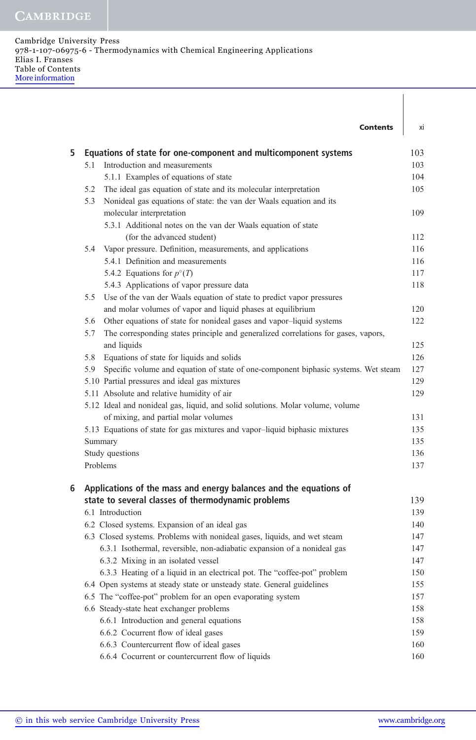## 5 Equations of state for one-component and multicomponent systems — 103

- 5.1 Introduction and measurements — 103
  - 5.1.1 Examples of equations of state — 104
- 5.2 The ideal gas equation of state and its molecular interpretation — 105
- 5.3 Nonideal gas equations of state: the van der Waals equation and its molecular interpretation — 109
  - 5.3.1 Additional notes on the van der Waals equation of state (for the advanced student) — 112
- 5.4 Vapor pressure. Definition, measurements, and applications — 116
  - 5.4.1 Definition and measurements — 116
  - 5.4.2 Equations for $p^{\circ}(T)$ — 117
  - 5.4.3 Applications of vapor pressure data — 118
- 5.5 Use of the van der Waals equation of state to predict vapor pressures and molar volumes of vapor and liquid phases at equilibrium — 120
- 5.6 Other equations of state for nonideal gases and vapor–liquid systems — 122
- 5.7 The corresponding states principle and generalized correlations for gases, vapors, and liquids — 125
- 5.8 Equations of state for liquids and solids — 126
- 5.9 Specific volume and equation of state of one-component biphasic systems. Wet steam — 127
- 5.10 Partial pressures and ideal gas mixtures — 129
- 5.11 Absolute and relative humidity of air — 129
- 5.12 Ideal and nonideal gas, liquid, and solid solutions. Molar volume, volume of mixing, and partial molar volumes — 131
- 5.13 Equations of state for gas mixtures and vapor–liquid biphasic mixtures — 135
- Summary — 135
- Study questions — 136
- Problems — 137

## 6 Applications of the mass and energy balances and the equations of state to several classes of thermodynamic problems — 139

- 6.1 Introduction — 139
- 6.2 Closed systems. Expansion of an ideal gas — 140
- 6.3 Closed systems. Problems with nonideal gases, liquids, and wet steam — 147
  - 6.3.1 Isothermal, reversible, non-adiabatic expansion of a nonideal gas — 147
  - 6.3.2 Mixing in an isolated vessel — 147
  - 6.3.3 Heating of a liquid in an electrical pot. The "coffee-pot" problem — 150
- 6.4 Open systems at steady state or unsteady state. General guidelines — 155
- 6.5 The "coffee-pot" problem for an open evaporating system — 157
- 6.6 Steady-state heat exchanger problems — 158
  - 6.6.1 Introduction and general equations — 158
  - 6.6.2 Cocurrent flow of ideal gases — 159
  - 6.6.3 Countercurrent flow of ideal gases — 160
  - 6.6.4 Cocurrent or countercurrent flow of liquids — 160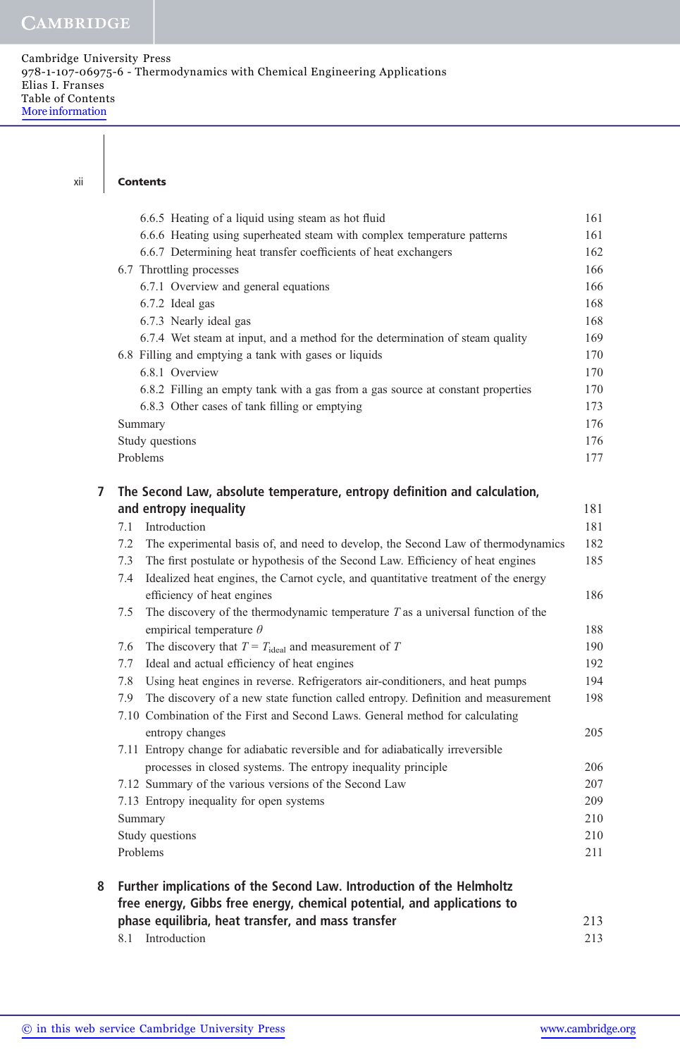## Contents

| | |
|---|---|
| 6.6.5 Heating of a liquid using steam as hot fluid | 161 |
| 6.6.6 Heating using superheated steam with complex temperature patterns | 161 |
| 6.6.7 Determining heat transfer coefficients of heat exchangers | 162 |
| 6.7 Throttling processes | 166 |
| 6.7.1 Overview and general equations | 166 |
| 6.7.2 Ideal gas | 168 |
| 6.7.3 Nearly ideal gas | 168 |
| 6.7.4 Wet steam at input, and a method for the determination of steam quality | 169 |
| 6.8 Filling and emptying a tank with gases or liquids | 170 |
| 6.8.1 Overview | 170 |
| 6.8.2 Filling an empty tank with a gas from a gas source at constant properties | 170 |
| 6.8.3 Other cases of tank filling or emptying | 173 |
| Summary | 176 |
| Study questions | 176 |
| Problems | 177 |

### 7 The Second Law, absolute temperature, entropy definition and calculation, and entropy inequality — 181

| | |
|---|---|
| 7.1 Introduction | 181 |
| 7.2 The experimental basis of, and need to develop, the Second Law of thermodynamics | 182 |
| 7.3 The first postulate or hypothesis of the Second Law. Efficiency of heat engines | 185 |
| 7.4 Idealized heat engines, the Carnot cycle, and quantitative treatment of the energy efficiency of heat engines | 186 |
| 7.5 The discovery of the thermodynamic temperature $T$ as a universal function of the empirical temperature $\theta$ | 188 |
| 7.6 The discovery that $T = T_{\text{ideal}}$ and measurement of $T$ | 190 |
| 7.7 Ideal and actual efficiency of heat engines | 192 |
| 7.8 Using heat engines in reverse. Refrigerators air-conditioners, and heat pumps | 194 |
| 7.9 The discovery of a new state function called entropy. Definition and measurement | 198 |
| 7.10 Combination of the First and Second Laws. General method for calculating entropy changes | 205 |
| 7.11 Entropy change for adiabatic reversible and for adiabatically irreversible processes in closed systems. The entropy inequality principle | 206 |
| 7.12 Summary of the various versions of the Second Law | 207 |
| 7.13 Entropy inequality for open systems | 209 |
| Summary | 210 |
| Study questions | 210 |
| Problems | 211 |

### 8 Further implications of the Second Law. Introduction of the Helmholtz free energy, Gibbs free energy, chemical potential, and applications to phase equilibria, heat transfer, and mass transfer — 213

| | |
|---|---|
| 8.1 Introduction | 213 |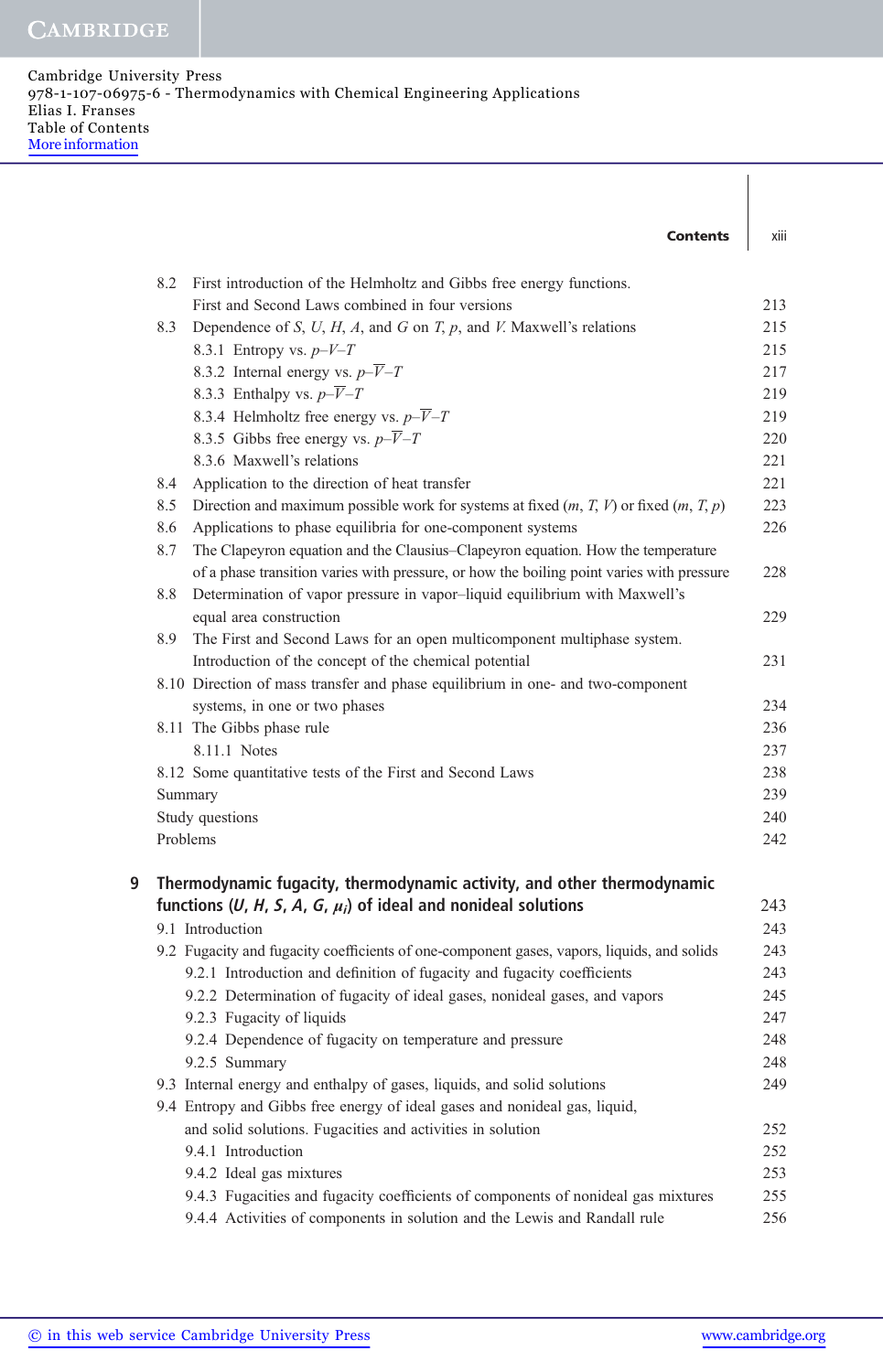8.2 First introduction of the Helmholtz and Gibbs free energy functions. First and Second Laws combined in four versions 213
8.3 Dependence of $S$, $U$, $H$, $A$, and $G$ on $T$, $p$, and $V$. Maxwell's relations 215
- 8.3.1 Entropy vs. $p$–$V$–$T$ 215
- 8.3.2 Internal energy vs. $p$–$\overline{V}$–$T$ 217
- 8.3.3 Enthalpy vs. $p$–$\overline{V}$–$T$ 219
- 8.3.4 Helmholtz free energy vs. $p$–$\overline{V}$–$T$ 219
- 8.3.5 Gibbs free energy vs. $p$–$\overline{V}$–$T$ 220
- 8.3.6 Maxwell's relations 221

8.4 Application to the direction of heat transfer 221
8.5 Direction and maximum possible work for systems at fixed ($m$, $T$, $V$) or fixed ($m$, $T$, $p$) 223
8.6 Applications to phase equilibria for one-component systems 226
8.7 The Clapeyron equation and the Clausius–Clapeyron equation. How the temperature of a phase transition varies with pressure, or how the boiling point varies with pressure 228
8.8 Determination of vapor pressure in vapor–liquid equilibrium with Maxwell's equal area construction 229
8.9 The First and Second Laws for an open multicomponent multiphase system. Introduction of the concept of the chemical potential 231
8.10 Direction of mass transfer and phase equilibrium in one- and two-component systems, in one or two phases 234
8.11 The Gibbs phase rule 236
- 8.11.1 Notes 237

8.12 Some quantitative tests of the First and Second Laws 238
Summary 239
Study questions 240
Problems 242

## 9 Thermodynamic fugacity, thermodynamic activity, and other thermodynamic functions ($U$, $H$, $S$, $A$, $G$, $\mu_i$) of ideal and nonideal solutions 243

9.1 Introduction 243
9.2 Fugacity and fugacity coefficients of one-component gases, vapors, liquids, and solids 243
- 9.2.1 Introduction and definition of fugacity and fugacity coefficients 243
- 9.2.2 Determination of fugacity of ideal gases, nonideal gases, and vapors 245
- 9.2.3 Fugacity of liquids 247
- 9.2.4 Dependence of fugacity on temperature and pressure 248
- 9.2.5 Summary 248

9.3 Internal energy and enthalpy of gases, liquids, and solid solutions 249
9.4 Entropy and Gibbs free energy of ideal gases and nonideal gas, liquid, and solid solutions. Fugacities and activities in solution 252
- 9.4.1 Introduction 252
- 9.4.2 Ideal gas mixtures 253
- 9.4.3 Fugacities and fugacity coefficients of components of nonideal gas mixtures 255
- 9.4.4 Activities of components in solution and the Lewis and Randall rule 256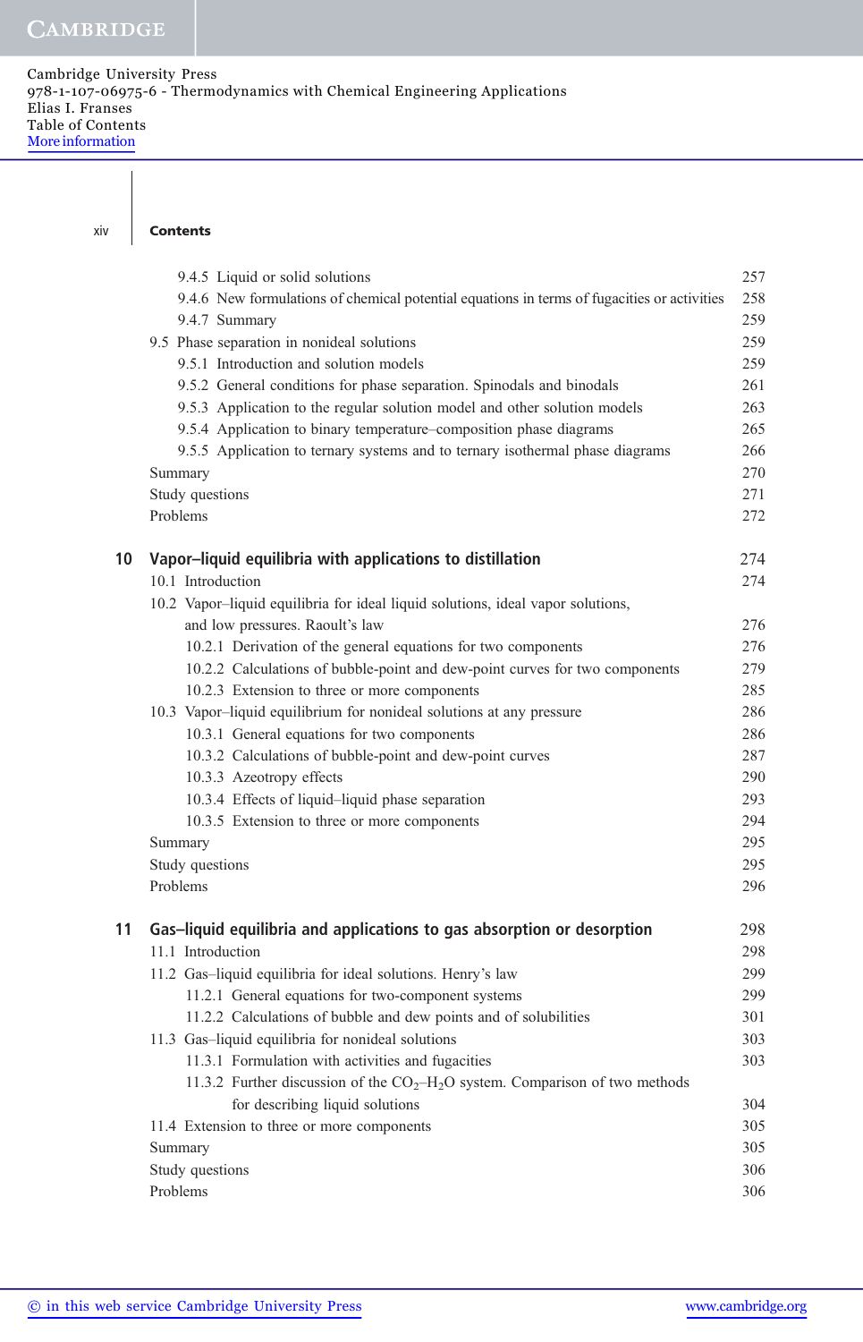9.4.5 Liquid or solid solutions 257
9.4.6 New formulations of chemical potential equations in terms of fugacities or activities 258
9.4.7 Summary 259
9.5 Phase separation in nonideal solutions 259
9.5.1 Introduction and solution models 259
9.5.2 General conditions for phase separation. Spinodals and binodals 261
9.5.3 Application to the regular solution model and other solution models 263
9.5.4 Application to binary temperature–composition phase diagrams 265
9.5.5 Application to ternary systems and to ternary isothermal phase diagrams 266
Summary 270
Study questions 271
Problems 272

## 10 Vapor–liquid equilibria with applications to distillation 274

10.1 Introduction 274
10.2 Vapor–liquid equilibria for ideal liquid solutions, ideal vapor solutions, and low pressures. Raoult's law 276
10.2.1 Derivation of the general equations for two components 276
10.2.2 Calculations of bubble-point and dew-point curves for two components 279
10.2.3 Extension to three or more components 285
10.3 Vapor–liquid equilibrium for nonideal solutions at any pressure 286
10.3.1 General equations for two components 286
10.3.2 Calculations of bubble-point and dew-point curves 287
10.3.3 Azeotropy effects 290
10.3.4 Effects of liquid–liquid phase separation 293
10.3.5 Extension to three or more components 294
Summary 295
Study questions 295
Problems 296

## 11 Gas–liquid equilibria and applications to gas absorption or desorption 298

11.1 Introduction 298
11.2 Gas–liquid equilibria for ideal solutions. Henry's law 299
11.2.1 General equations for two-component systems 299
11.2.2 Calculations of bubble and dew points and of solubilities 301
11.3 Gas–liquid equilibria for nonideal solutions 303
11.3.1 Formulation with activities and fugacities 303
11.3.2 Further discussion of the $CO_2$–$H_2O$ system. Comparison of two methods for describing liquid solutions 304
11.4 Extension to three or more components 305
Summary 305
Study questions 306
Problems 306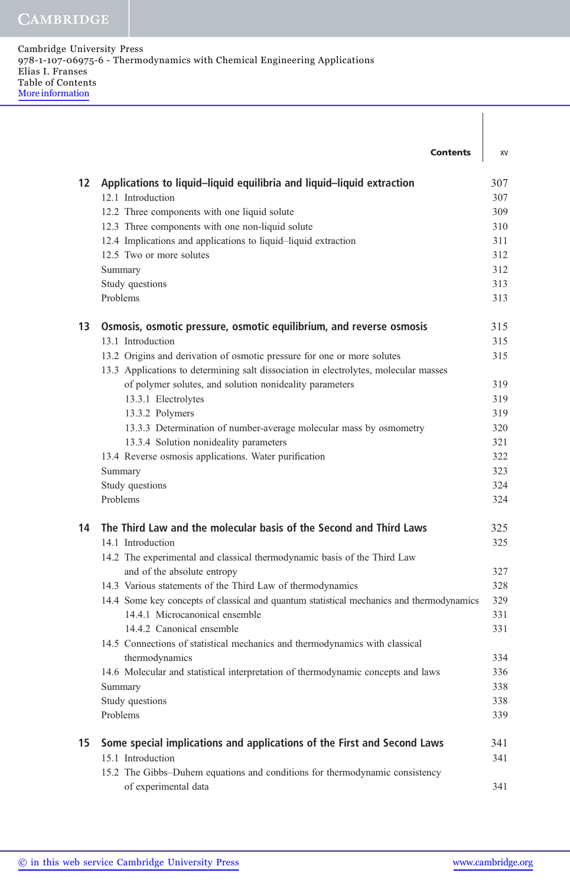| | | |
|---|---|---|
| **12** | **Applications to liquid–liquid equilibria and liquid–liquid extraction** | 307 |
| | 12.1 Introduction | 307 |
| | 12.2 Three components with one liquid solute | 309 |
| | 12.3 Three components with one non-liquid solute | 310 |
| | 12.4 Implications and applications to liquid–liquid extraction | 311 |
| | 12.5 Two or more solutes | 312 |
| | Summary | 312 |
| | Study questions | 313 |
| | Problems | 313 |
| **13** | **Osmosis, osmotic pressure, osmotic equilibrium, and reverse osmosis** | 315 |
| | 13.1 Introduction | 315 |
| | 13.2 Origins and derivation of osmotic pressure for one or more solutes | 315 |
| | 13.3 Applications to determining salt dissociation in electrolytes, molecular masses of polymer solutes, and solution nonideality parameters | 319 |
| | 13.3.1 Electrolytes | 319 |
| | 13.3.2 Polymers | 319 |
| | 13.3.3 Determination of number-average molecular mass by osmometry | 320 |
| | 13.3.4 Solution nonideality parameters | 321 |
| | 13.4 Reverse osmosis applications. Water purification | 322 |
| | Summary | 323 |
| | Study questions | 324 |
| | Problems | 324 |
| **14** | **The Third Law and the molecular basis of the Second and Third Laws** | 325 |
| | 14.1 Introduction | 325 |
| | 14.2 The experimental and classical thermodynamic basis of the Third Law and of the absolute entropy | 327 |
| | 14.3 Various statements of the Third Law of thermodynamics | 328 |
| | 14.4 Some key concepts of classical and quantum statistical mechanics and thermodynamics | 329 |
| | 14.4.1 Microcanonical ensemble | 331 |
| | 14.4.2 Canonical ensemble | 331 |
| | 14.5 Connections of statistical mechanics and thermodynamics with classical thermodynamics | 334 |
| | 14.6 Molecular and statistical interpretation of thermodynamic concepts and laws | 336 |
| | Summary | 338 |
| | Study questions | 338 |
| | Problems | 339 |
| **15** | **Some special implications and applications of the First and Second Laws** | 341 |
| | 15.1 Introduction | 341 |
| | 15.2 The Gibbs–Duhem equations and conditions for thermodynamic consistency of experimental data | 341 |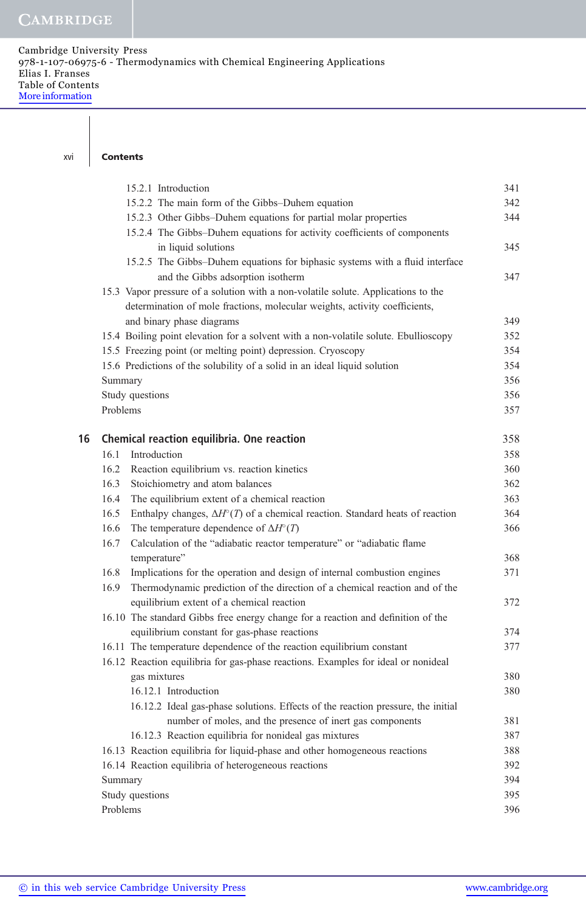15.2.1 Introduction 341
15.2.2 The main form of the Gibbs–Duhem equation 342
15.2.3 Other Gibbs–Duhem equations for partial molar properties 344
15.2.4 The Gibbs–Duhem equations for activity coefficients of components in liquid solutions 345
15.2.5 The Gibbs–Duhem equations for biphasic systems with a fluid interface and the Gibbs adsorption isotherm 347
15.3 Vapor pressure of a solution with a non-volatile solute. Applications to the determination of mole fractions, molecular weights, activity coefficients, and binary phase diagrams 349
15.4 Boiling point elevation for a solvent with a non-volatile solute. Ebullioscopy 352
15.5 Freezing point (or melting point) depression. Cryoscopy 354
15.6 Predictions of the solubility of a solid in an ideal liquid solution 354
Summary 356
Study questions 356
Problems 357

## 16 Chemical reaction equilibria. One reaction 358

16.1 Introduction 358
16.2 Reaction equilibrium vs. reaction kinetics 360
16.3 Stoichiometry and atom balances 362
16.4 The equilibrium extent of a chemical reaction 363
16.5 Enthalpy changes, $\Delta H^{\circ}(T)$ of a chemical reaction. Standard heats of reaction 364
16.6 The temperature dependence of $\Delta H^{\circ}(T)$ 366
16.7 Calculation of the "adiabatic reactor temperature" or "adiabatic flame temperature" 368
16.8 Implications for the operation and design of internal combustion engines 371
16.9 Thermodynamic prediction of the direction of a chemical reaction and of the equilibrium extent of a chemical reaction 372
16.10 The standard Gibbs free energy change for a reaction and definition of the equilibrium constant for gas-phase reactions 374
16.11 The temperature dependence of the reaction equilibrium constant 377
16.12 Reaction equilibria for gas-phase reactions. Examples for ideal or nonideal gas mixtures 380
16.12.1 Introduction 380
16.12.2 Ideal gas-phase solutions. Effects of the reaction pressure, the initial number of moles, and the presence of inert gas components 381
16.12.3 Reaction equilibria for nonideal gas mixtures 387
16.13 Reaction equilibria for liquid-phase and other homogeneous reactions 388
16.14 Reaction equilibria of heterogeneous reactions 392
Summary 394
Study questions 395
Problems 396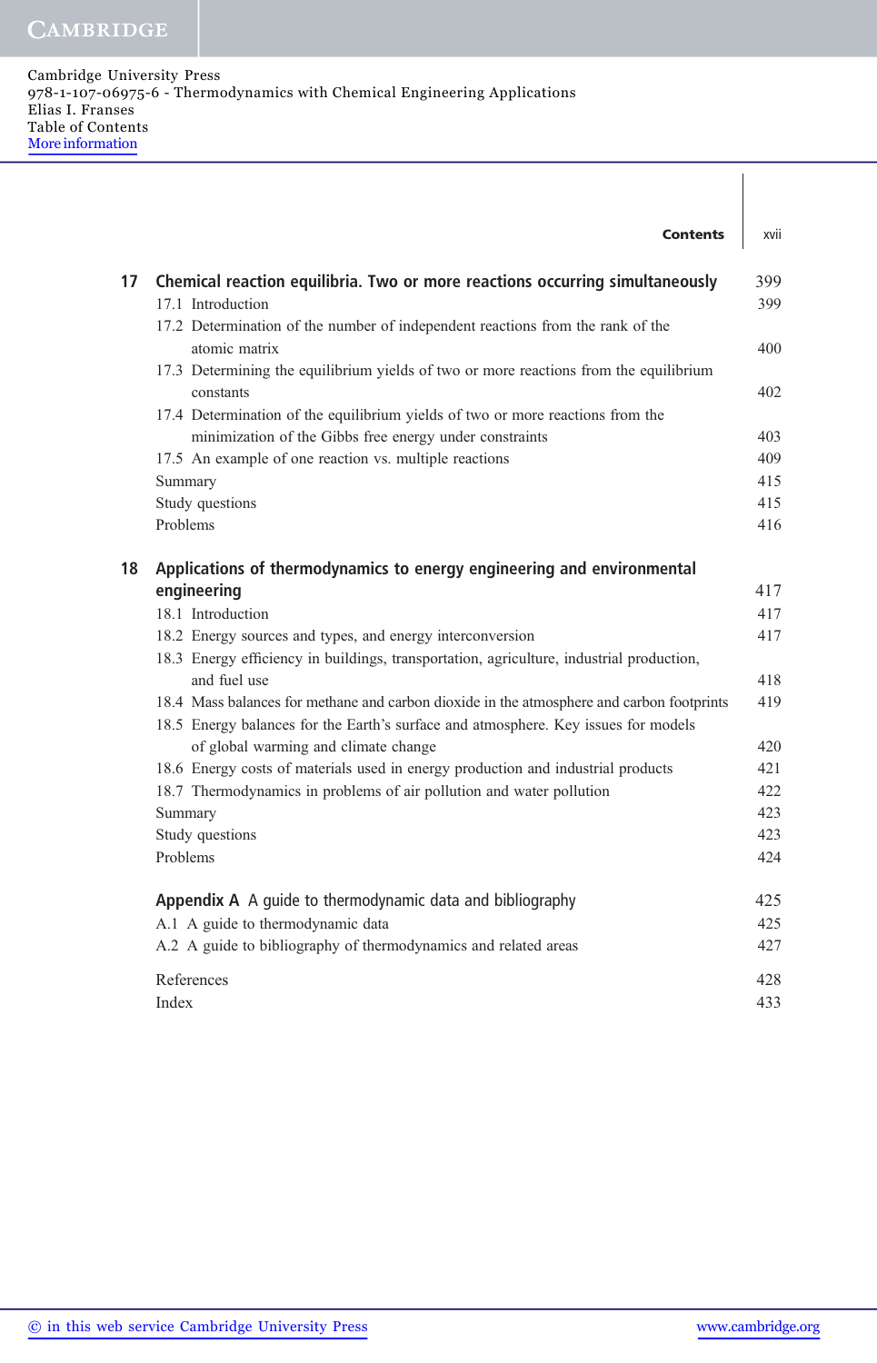| | | |
|---|---|---|
| **17** | **Chemical reaction equilibria. Two or more reactions occurring simultaneously** | 399 |
| | 17.1 Introduction | 399 |
| | 17.2 Determination of the number of independent reactions from the rank of the atomic matrix | 400 |
| | 17.3 Determining the equilibrium yields of two or more reactions from the equilibrium constants | 402 |
| | 17.4 Determination of the equilibrium yields of two or more reactions from the minimization of the Gibbs free energy under constraints | 403 |
| | 17.5 An example of one reaction vs. multiple reactions | 409 |
| | Summary | 415 |
| | Study questions | 415 |
| | Problems | 416 |
| **18** | **Applications of thermodynamics to energy engineering and environmental engineering** | 417 |
| | 18.1 Introduction | 417 |
| | 18.2 Energy sources and types, and energy interconversion | 417 |
| | 18.3 Energy efficiency in buildings, transportation, agriculture, industrial production, and fuel use | 418 |
| | 18.4 Mass balances for methane and carbon dioxide in the atmosphere and carbon footprints | 419 |
| | 18.5 Energy balances for the Earth's surface and atmosphere. Key issues for models of global warming and climate change | 420 |
| | 18.6 Energy costs of materials used in energy production and industrial products | 421 |
| | 18.7 Thermodynamics in problems of air pollution and water pollution | 422 |
| | Summary | 423 |
| | Study questions | 423 |
| | Problems | 424 |
| | **Appendix A** A guide to thermodynamic data and bibliography | 425 |
| | A.1 A guide to thermodynamic data | 425 |
| | A.2 A guide to bibliography of thermodynamics and related areas | 427 |
| | References | 428 |
| | Index | 433 |